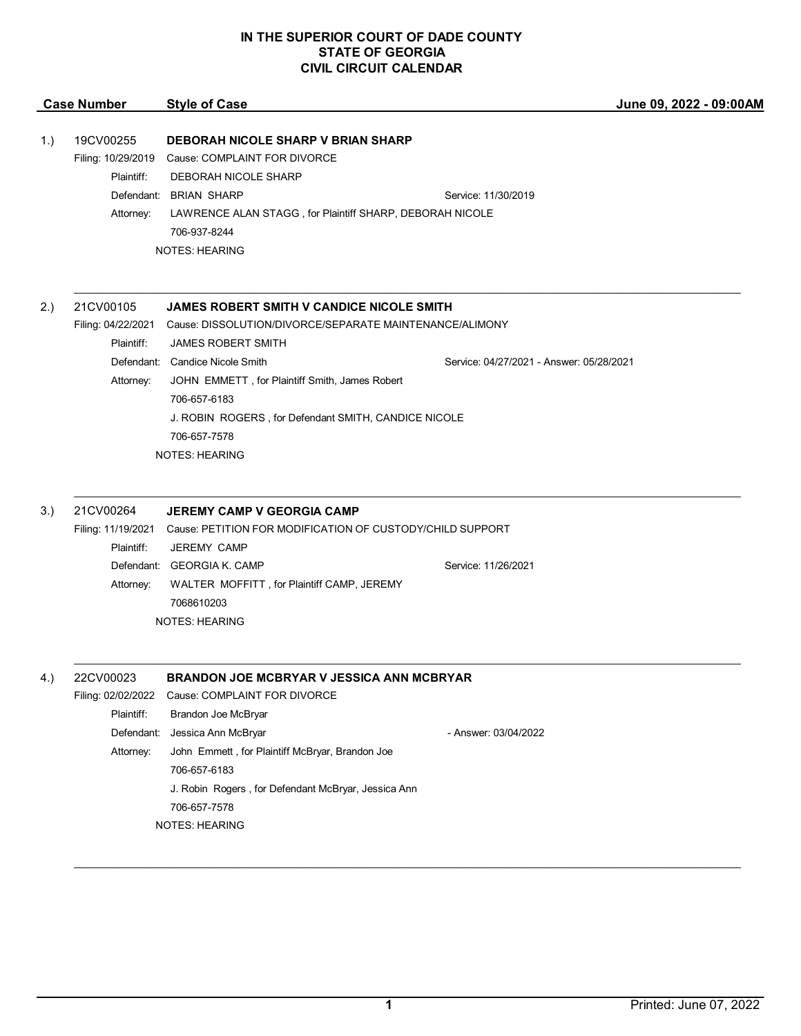# IN THE SUPERIOR COURT OF DADE COUNTY
# STATE OF GEORGIA
# CIVIL CIRCUIT CALENDAR

| Case Number | Style of Case | June 09, 2022 - 09:00AM |
|---|---|---|

**1.) 19CV00255 — DEBORAH NICOLE SHARP V BRIAN SHARP**

Filing: 10/29/2019 — Cause: COMPLAINT FOR DIVORCE

Plaintiff: DEBORAH NICOLE SHARP

Defendant: BRIAN SHARP — Service: 11/30/2019

Attorney: LAWRENCE ALAN STAGG , for Plaintiff SHARP, DEBORAH NICOLE
706-937-8244

NOTES: HEARING

---

**2.) 21CV00105 — JAMES ROBERT SMITH V CANDICE NICOLE SMITH**

Filing: 04/22/2021 — Cause: DISSOLUTION/DIVORCE/SEPARATE MAINTENANCE/ALIMONY

Plaintiff: JAMES ROBERT SMITH

Defendant: Candice Nicole Smith — Service: 04/27/2021 - Answer: 05/28/2021

Attorney: JOHN EMMETT , for Plaintiff Smith, James Robert
706-657-6183
J. ROBIN ROGERS , for Defendant SMITH, CANDICE NICOLE
706-657-7578

NOTES: HEARING

---

**3.) 21CV00264 — JEREMY CAMP V GEORGIA CAMP**

Filing: 11/19/2021 — Cause: PETITION FOR MODIFICATION OF CUSTODY/CHILD SUPPORT

Plaintiff: JEREMY CAMP

Defendant: GEORGIA K. CAMP — Service: 11/26/2021

Attorney: WALTER MOFFITT , for Plaintiff CAMP, JEREMY
7068610203

NOTES: HEARING

---

**4.) 22CV00023 — BRANDON JOE MCBRYAR V JESSICA ANN MCBRYAR**

Filing: 02/02/2022 — Cause: COMPLAINT FOR DIVORCE

Plaintiff: Brandon Joe McBryar

Defendant: Jessica Ann McBryar — - Answer: 03/04/2022

Attorney: John Emmett , for Plaintiff McBryar, Brandon Joe
706-657-6183
J. Robin Rogers , for Defendant McBryar, Jessica Ann
706-657-7578

NOTES: HEARING

---

Printed: June 07, 2022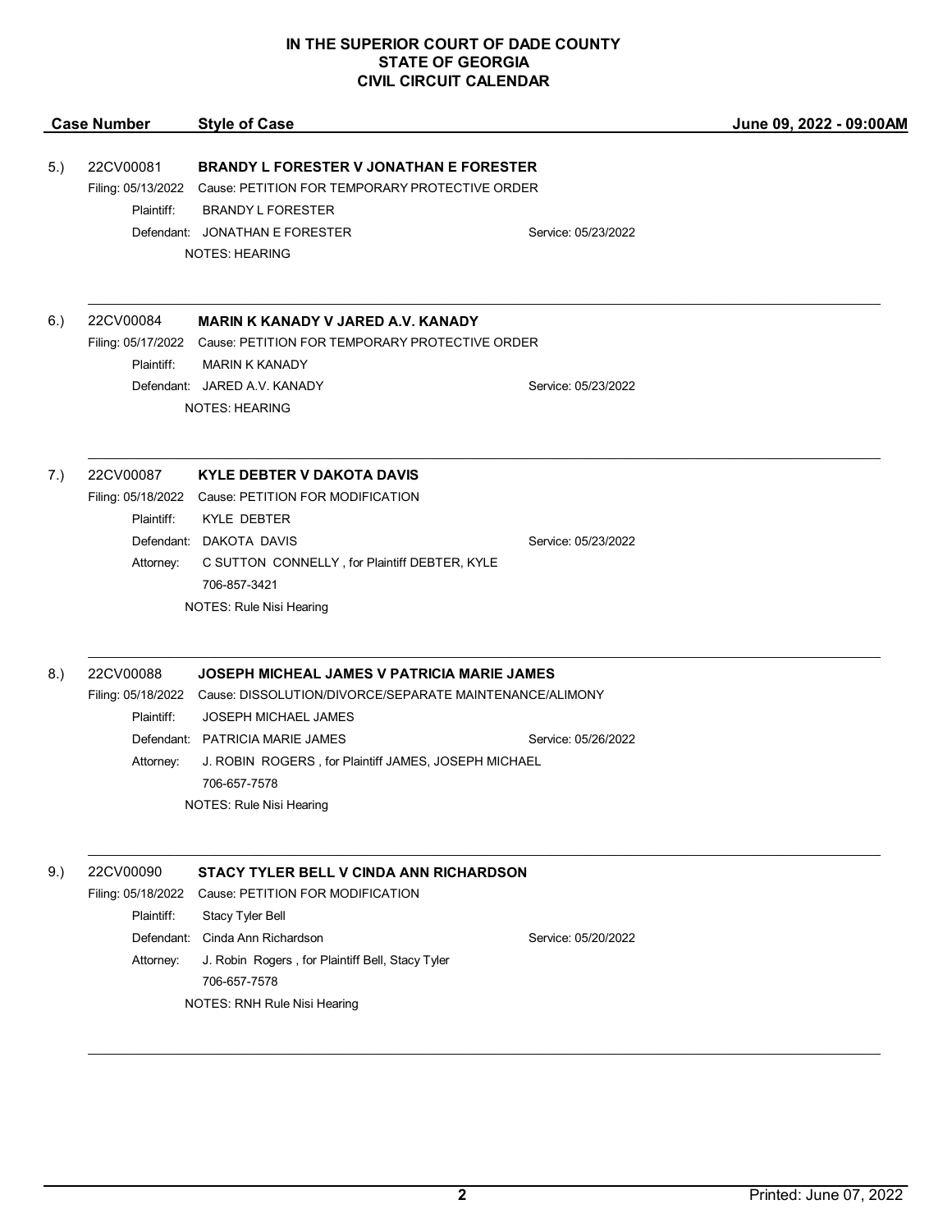# IN THE SUPERIOR COURT OF DADE COUNTY
# STATE OF GEORGIA
# CIVIL CIRCUIT CALENDAR

**Case Number** | **Style of Case** | **June 09, 2022 - 09:00AM**

---

5.) 22CV00081 **BRANDY L FORESTER V JONATHAN E FORESTER**
Filing: 05/13/2022 Cause: PETITION FOR TEMPORARY PROTECTIVE ORDER
Plaintiff: BRANDY L FORESTER
Defendant: JONATHAN E FORESTER Service: 05/23/2022
NOTES: HEARING

---

6.) 22CV00084 **MARIN K KANADY V JARED A.V. KANADY**
Filing: 05/17/2022 Cause: PETITION FOR TEMPORARY PROTECTIVE ORDER
Plaintiff: MARIN K KANADY
Defendant: JARED A.V. KANADY Service: 05/23/2022
NOTES: HEARING

---

7.) 22CV00087 **KYLE DEBTER V DAKOTA DAVIS**
Filing: 05/18/2022 Cause: PETITION FOR MODIFICATION
Plaintiff: KYLE DEBTER
Defendant: DAKOTA DAVIS Service: 05/23/2022
Attorney: C SUTTON CONNELLY , for Plaintiff DEBTER, KYLE
706-857-3421
NOTES: Rule Nisi Hearing

---

8.) 22CV00088 **JOSEPH MICHEAL JAMES V PATRICIA MARIE JAMES**
Filing: 05/18/2022 Cause: DISSOLUTION/DIVORCE/SEPARATE MAINTENANCE/ALIMONY
Plaintiff: JOSEPH MICHAEL JAMES
Defendant: PATRICIA MARIE JAMES Service: 05/26/2022
Attorney: J. ROBIN ROGERS , for Plaintiff JAMES, JOSEPH MICHAEL
706-657-7578
NOTES: Rule Nisi Hearing

---

9.) 22CV00090 **STACY TYLER BELL V CINDA ANN RICHARDSON**
Filing: 05/18/2022 Cause: PETITION FOR MODIFICATION
Plaintiff: Stacy Tyler Bell
Defendant: Cinda Ann Richardson Service: 05/20/2022
Attorney: J. Robin Rogers , for Plaintiff Bell, Stacy Tyler
706-657-7578
NOTES: RNH Rule Nisi Hearing

---

Printed: June 07, 2022